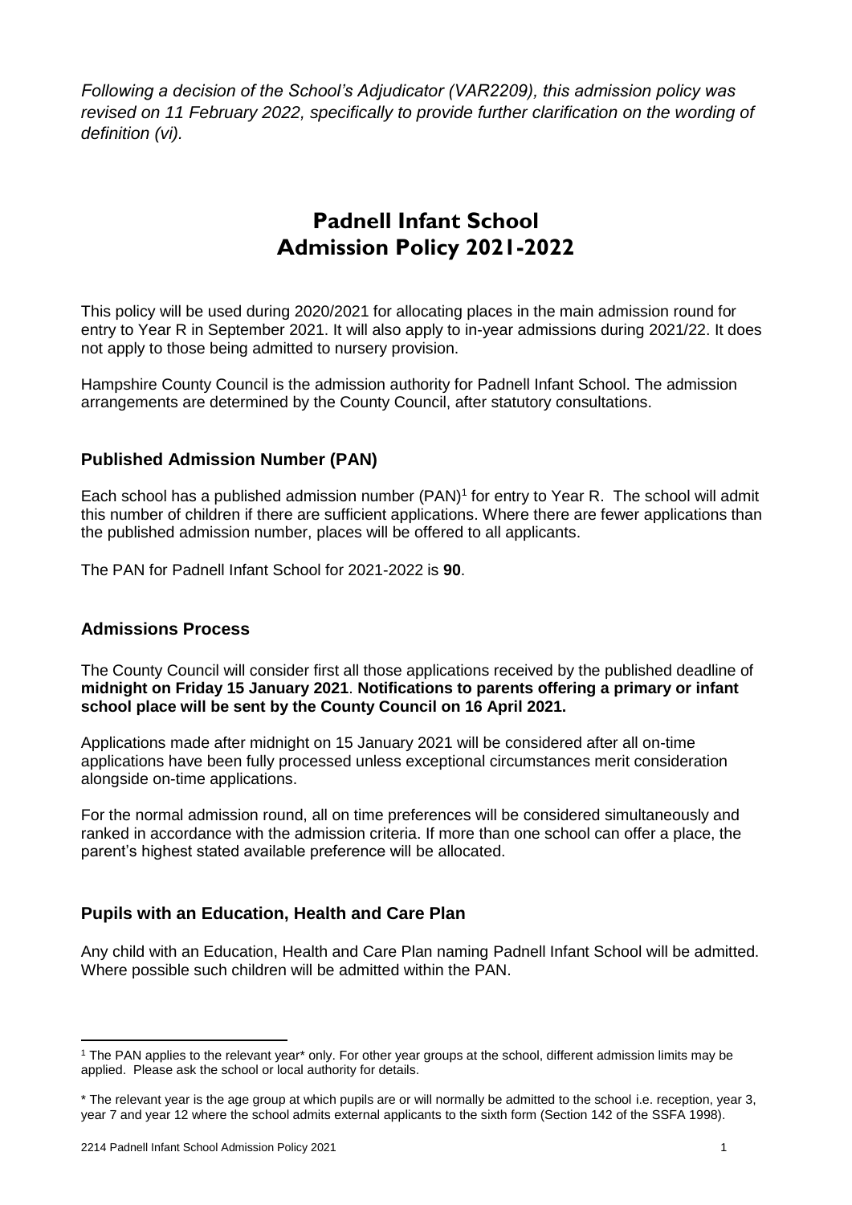*Following a decision of the School's Adjudicator (VAR2209), this admission policy was revised on 11 February 2022, specifically to provide further clarification on the wording of definition (vi).*

# Padnell Infant School
# Admission Policy 2021-2022

This policy will be used during 2020/2021 for allocating places in the main admission round for entry to Year R in September 2021. It will also apply to in-year admissions during 2021/22. It does not apply to those being admitted to nursery provision.

Hampshire County Council is the admission authority for Padnell Infant School. The admission arrangements are determined by the County Council, after statutory consultations.

## Published Admission Number (PAN)

Each school has a published admission number (PAN)[1] for entry to Year R. The school will admit this number of children if there are sufficient applications. Where there are fewer applications than the published admission number, places will be offered to all applicants.

The PAN for Padnell Infant School for 2021-2022 is **90**.

## Admissions Process

The County Council will consider first all those applications received by the published deadline of **midnight on Friday 15 January 2021**. **Notifications to parents offering a primary or infant school place will be sent by the County Council on 16 April 2021.**

Applications made after midnight on 15 January 2021 will be considered after all on-time applications have been fully processed unless exceptional circumstances merit consideration alongside on-time applications.

For the normal admission round, all on time preferences will be considered simultaneously and ranked in accordance with the admission criteria. If more than one school can offer a place, the parent's highest stated available preference will be allocated.

## Pupils with an Education, Health and Care Plan

Any child with an Education, Health and Care Plan naming Padnell Infant School will be admitted. Where possible such children will be admitted within the PAN.

[1] The PAN applies to the relevant year* only. For other year groups at the school, different admission limits may be applied. Please ask the school or local authority for details.

\* The relevant year is the age group at which pupils are or will normally be admitted to the school i.e. reception, year 3, year 7 and year 12 where the school admits external applicants to the sixth form (Section 142 of the SSFA 1998).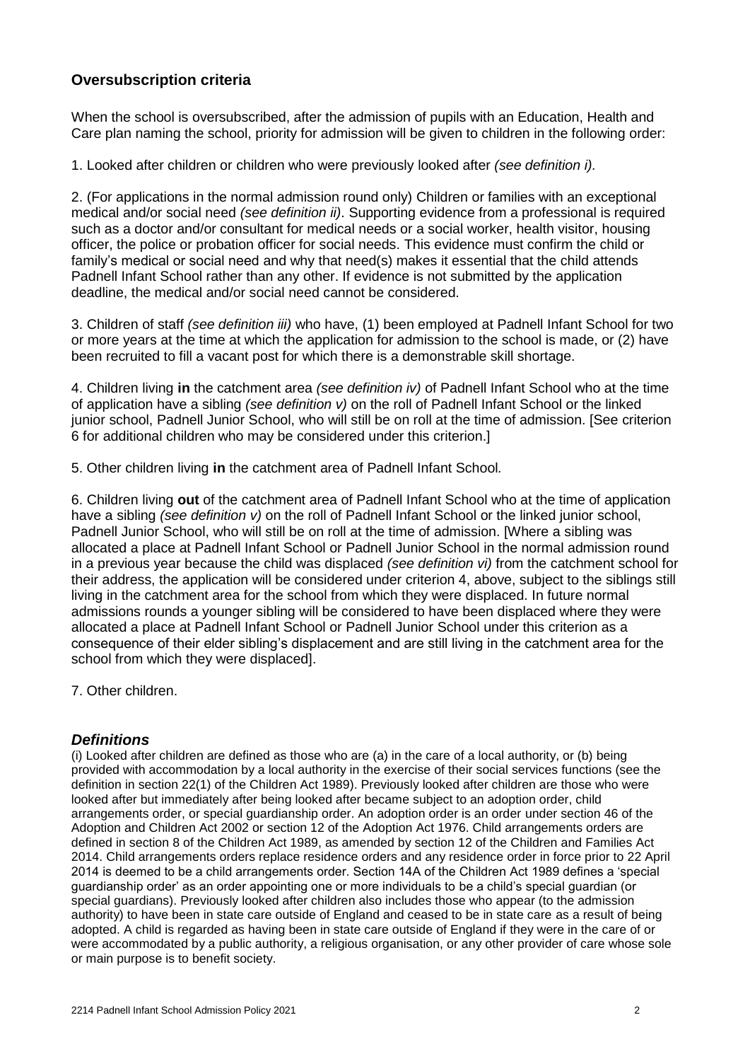## Oversubscription criteria

When the school is oversubscribed, after the admission of pupils with an Education, Health and Care plan naming the school, priority for admission will be given to children in the following order:

1. Looked after children or children who were previously looked after *(see definition i).*

2. (For applications in the normal admission round only) Children or families with an exceptional medical and/or social need *(see definition ii)*. Supporting evidence from a professional is required such as a doctor and/or consultant for medical needs or a social worker, health visitor, housing officer, the police or probation officer for social needs. This evidence must confirm the child or family's medical or social need and why that need(s) makes it essential that the child attends Padnell Infant School rather than any other. If evidence is not submitted by the application deadline, the medical and/or social need cannot be considered.

3. Children of staff *(see definition iii)* who have, (1) been employed at Padnell Infant School for two or more years at the time at which the application for admission to the school is made, or (2) have been recruited to fill a vacant post for which there is a demonstrable skill shortage.

4. Children living **in** the catchment area *(see definition iv)* of Padnell Infant School who at the time of application have a sibling *(see definition v)* on the roll of Padnell Infant School or the linked junior school, Padnell Junior School, who will still be on roll at the time of admission. [See criterion 6 for additional children who may be considered under this criterion.]

5. Other children living **in** the catchment area of Padnell Infant School.

6. Children living **out** of the catchment area of Padnell Infant School who at the time of application have a sibling *(see definition v)* on the roll of Padnell Infant School or the linked junior school, Padnell Junior School, who will still be on roll at the time of admission. [Where a sibling was allocated a place at Padnell Infant School or Padnell Junior School in the normal admission round in a previous year because the child was displaced *(see definition vi)* from the catchment school for their address, the application will be considered under criterion 4, above, subject to the siblings still living in the catchment area for the school from which they were displaced. In future normal admissions rounds a younger sibling will be considered to have been displaced where they were allocated a place at Padnell Infant School or Padnell Junior School under this criterion as a consequence of their elder sibling's displacement and are still living in the catchment area for the school from which they were displaced].

7. Other children.

### *Definitions*

(i) Looked after children are defined as those who are (a) in the care of a local authority, or (b) being provided with accommodation by a local authority in the exercise of their social services functions (see the definition in section 22(1) of the Children Act 1989). Previously looked after children are those who were looked after but immediately after being looked after became subject to an adoption order, child arrangements order, or special guardianship order. An adoption order is an order under section 46 of the Adoption and Children Act 2002 or section 12 of the Adoption Act 1976. Child arrangements orders are defined in section 8 of the Children Act 1989, as amended by section 12 of the Children and Families Act 2014. Child arrangements orders replace residence orders and any residence order in force prior to 22 April 2014 is deemed to be a child arrangements order. Section 14A of the Children Act 1989 defines a 'special guardianship order' as an order appointing one or more individuals to be a child's special guardian (or special guardians). Previously looked after children also includes those who appear (to the admission authority) to have been in state care outside of England and ceased to be in state care as a result of being adopted. A child is regarded as having been in state care outside of England if they were in the care of or were accommodated by a public authority, a religious organisation, or any other provider of care whose sole or main purpose is to benefit society.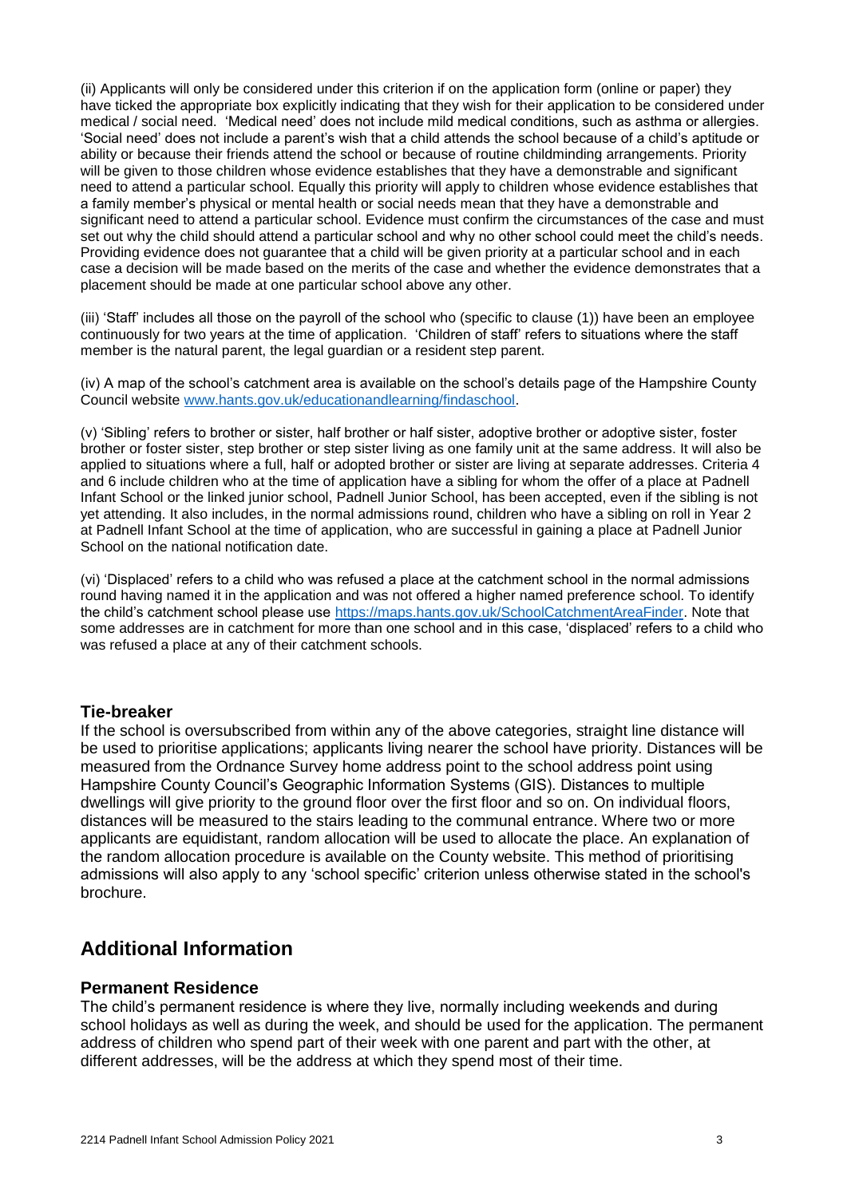(ii) Applicants will only be considered under this criterion if on the application form (online or paper) they have ticked the appropriate box explicitly indicating that they wish for their application to be considered under medical / social need. 'Medical need' does not include mild medical conditions, such as asthma or allergies. 'Social need' does not include a parent's wish that a child attends the school because of a child's aptitude or ability or because their friends attend the school or because of routine childminding arrangements. Priority will be given to those children whose evidence establishes that they have a demonstrable and significant need to attend a particular school. Equally this priority will apply to children whose evidence establishes that a family member's physical or mental health or social needs mean that they have a demonstrable and significant need to attend a particular school. Evidence must confirm the circumstances of the case and must set out why the child should attend a particular school and why no other school could meet the child's needs. Providing evidence does not guarantee that a child will be given priority at a particular school and in each case a decision will be made based on the merits of the case and whether the evidence demonstrates that a placement should be made at one particular school above any other.

(iii) 'Staff' includes all those on the payroll of the school who (specific to clause (1)) have been an employee continuously for two years at the time of application. 'Children of staff' refers to situations where the staff member is the natural parent, the legal guardian or a resident step parent.

(iv) A map of the school's catchment area is available on the school's details page of the Hampshire County Council website [www.hants.gov.uk/educationandlearning/findaschool](http://www.hants.gov.uk/educationandlearning/findaschool).

(v) 'Sibling' refers to brother or sister, half brother or half sister, adoptive brother or adoptive sister, foster brother or foster sister, step brother or step sister living as one family unit at the same address. It will also be applied to situations where a full, half or adopted brother or sister are living at separate addresses. Criteria 4 and 6 include children who at the time of application have a sibling for whom the offer of a place at Padnell Infant School or the linked junior school, Padnell Junior School, has been accepted, even if the sibling is not yet attending. It also includes, in the normal admissions round, children who have a sibling on roll in Year 2 at Padnell Infant School at the time of application, who are successful in gaining a place at Padnell Junior School on the national notification date.

(vi) 'Displaced' refers to a child who was refused a place at the catchment school in the normal admissions round having named it in the application and was not offered a higher named preference school. To identify the child's catchment school please use [https://maps.hants.gov.uk/SchoolCatchmentAreaFinder](https://maps.hants.gov.uk/SchoolCatchmentAreaFinder). Note that some addresses are in catchment for more than one school and in this case, 'displaced' refers to a child who was refused a place at any of their catchment schools.

### Tie-breaker

If the school is oversubscribed from within any of the above categories, straight line distance will be used to prioritise applications; applicants living nearer the school have priority. Distances will be measured from the Ordnance Survey home address point to the school address point using Hampshire County Council's Geographic Information Systems (GIS). Distances to multiple dwellings will give priority to the ground floor over the first floor and so on. On individual floors, distances will be measured to the stairs leading to the communal entrance. Where two or more applicants are equidistant, random allocation will be used to allocate the place. An explanation of the random allocation procedure is available on the County website. This method of prioritising admissions will also apply to any 'school specific' criterion unless otherwise stated in the school's brochure.

## Additional Information

### Permanent Residence

The child's permanent residence is where they live, normally including weekends and during school holidays as well as during the week, and should be used for the application. The permanent address of children who spend part of their week with one parent and part with the other, at different addresses, will be the address at which they spend most of their time.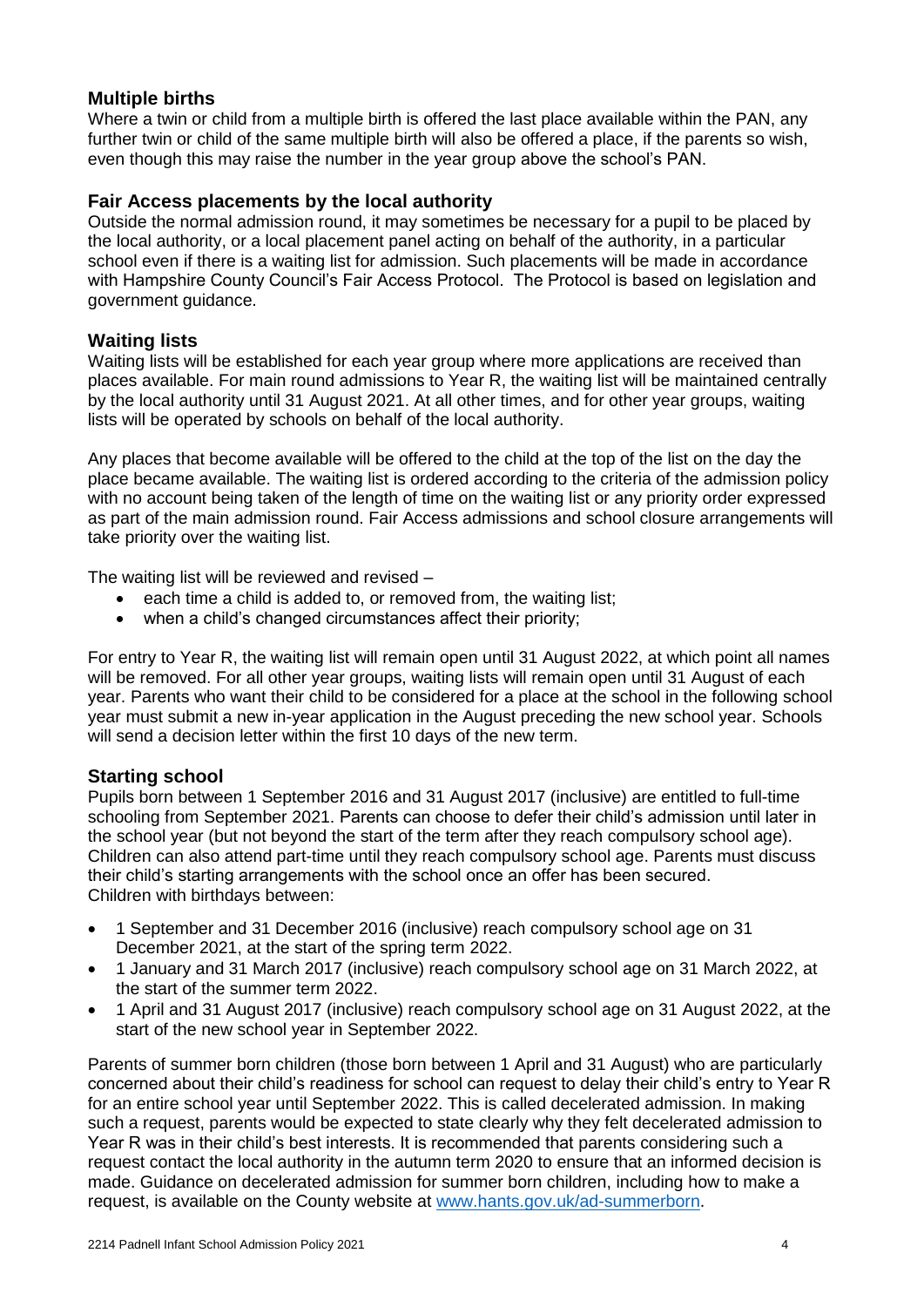## Multiple births

Where a twin or child from a multiple birth is offered the last place available within the PAN, any further twin or child of the same multiple birth will also be offered a place, if the parents so wish, even though this may raise the number in the year group above the school's PAN.

## Fair Access placements by the local authority

Outside the normal admission round, it may sometimes be necessary for a pupil to be placed by the local authority, or a local placement panel acting on behalf of the authority, in a particular school even if there is a waiting list for admission. Such placements will be made in accordance with Hampshire County Council's Fair Access Protocol. The Protocol is based on legislation and government guidance.

## Waiting lists

Waiting lists will be established for each year group where more applications are received than places available. For main round admissions to Year R, the waiting list will be maintained centrally by the local authority until 31 August 2021. At all other times, and for other year groups, waiting lists will be operated by schools on behalf of the local authority.

Any places that become available will be offered to the child at the top of the list on the day the place became available. The waiting list is ordered according to the criteria of the admission policy with no account being taken of the length of time on the waiting list or any priority order expressed as part of the main admission round. Fair Access admissions and school closure arrangements will take priority over the waiting list.

The waiting list will be reviewed and revised –

- each time a child is added to, or removed from, the waiting list;
- when a child's changed circumstances affect their priority;

For entry to Year R, the waiting list will remain open until 31 August 2022, at which point all names will be removed. For all other year groups, waiting lists will remain open until 31 August of each year. Parents who want their child to be considered for a place at the school in the following school year must submit a new in-year application in the August preceding the new school year. Schools will send a decision letter within the first 10 days of the new term.

## Starting school

Pupils born between 1 September 2016 and 31 August 2017 (inclusive) are entitled to full-time schooling from September 2021. Parents can choose to defer their child's admission until later in the school year (but not beyond the start of the term after they reach compulsory school age). Children can also attend part-time until they reach compulsory school age. Parents must discuss their child's starting arrangements with the school once an offer has been secured.
Children with birthdays between:

- 1 September and 31 December 2016 (inclusive) reach compulsory school age on 31 December 2021, at the start of the spring term 2022.
- 1 January and 31 March 2017 (inclusive) reach compulsory school age on 31 March 2022, at the start of the summer term 2022.
- 1 April and 31 August 2017 (inclusive) reach compulsory school age on 31 August 2022, at the start of the new school year in September 2022.

Parents of summer born children (those born between 1 April and 31 August) who are particularly concerned about their child's readiness for school can request to delay their child's entry to Year R for an entire school year until September 2022. This is called decelerated admission. In making such a request, parents would be expected to state clearly why they felt decelerated admission to Year R was in their child's best interests. It is recommended that parents considering such a request contact the local authority in the autumn term 2020 to ensure that an informed decision is made. Guidance on decelerated admission for summer born children, including how to make a request, is available on the County website at www.hants.gov.uk/ad-summerborn.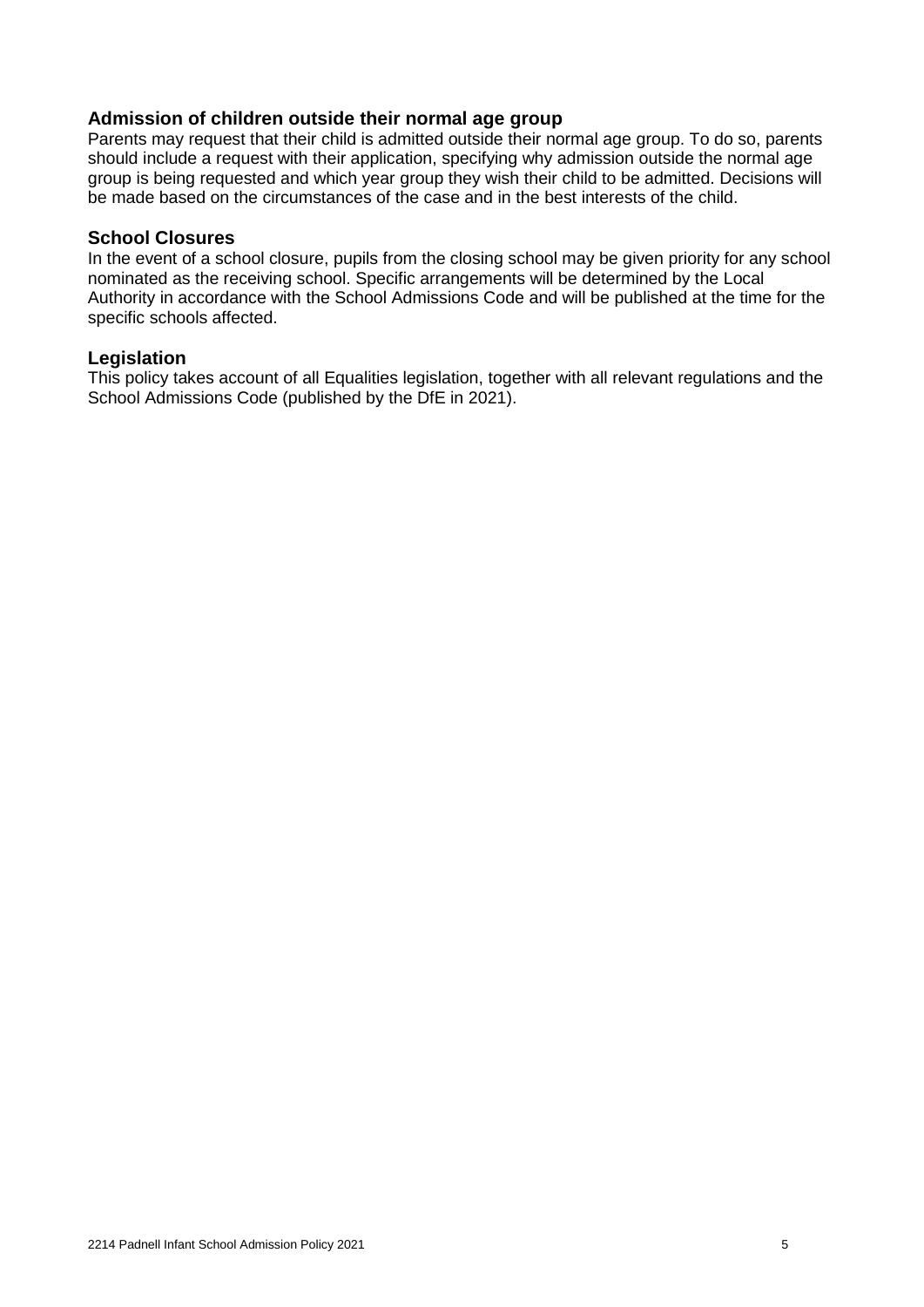## Admission of children outside their normal age group

Parents may request that their child is admitted outside their normal age group. To do so, parents should include a request with their application, specifying why admission outside the normal age group is being requested and which year group they wish their child to be admitted. Decisions will be made based on the circumstances of the case and in the best interests of the child.

## School Closures

In the event of a school closure, pupils from the closing school may be given priority for any school nominated as the receiving school. Specific arrangements will be determined by the Local Authority in accordance with the School Admissions Code and will be published at the time for the specific schools affected.

## Legislation

This policy takes account of all Equalities legislation, together with all relevant regulations and the School Admissions Code (published by the DfE in 2021).